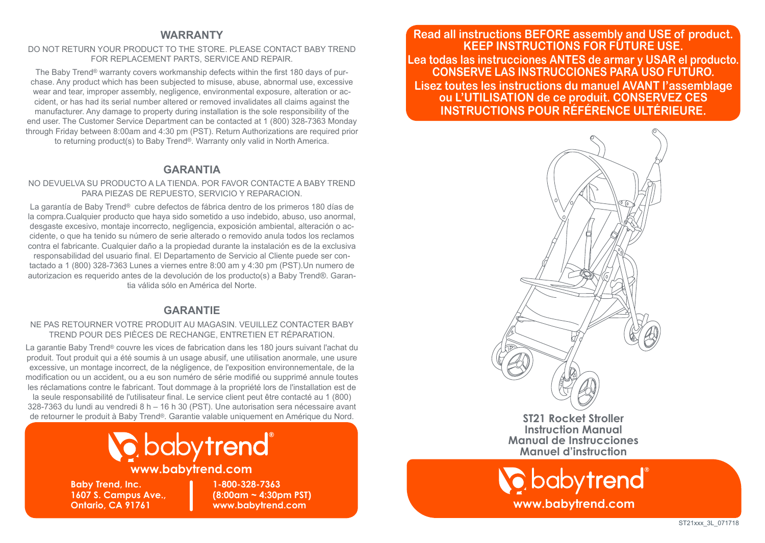## WARRANTY

DO NOT RETURN YOUR PRODUCT TO THE STORE. PLEASE CONTACT BABY TREND FOR REPLACEMENT PARTS, SERVICE AND REPAIR.

The Baby Trend® warranty covers workmanship defects within the first 180 days of purchase. Any product which has been subjected to misuse, abuse, abnormal use, excessive wear and tear, improper assembly, negligence, environmental exposure, alteration or accident, or has had its serial number altered or removed invalidates all claims against the manufacturer. Any damage to property during installation is the sole responsibility of the end user. The Customer Service Department can be contacted at 1 (800) 328-7363 Monday through Friday between 8:00am and 4:30 pm (PST). Return Authorizations are required prior to returning product(s) to Baby Trend®. Warranty only valid in North America.

## GARANTIA

NO DEVUELVA SU PRODUCTO A LA TIENDA. POR FAVOR CONTACTE A BABY TREND PARA PIEZAS DE REPUESTO, SERVICIO Y REPARACION.

La garantía de Baby Trend® cubre defectos de fábrica dentro de los primeros 180 días de la compra.Cualquier producto que haya sido sometido a uso indebido, abuso, uso anormal, desgaste excesivo, montaje incorrecto, negligencia, exposición ambiental, alteración o accidente, o que ha tenido su número de serie alterado o removido anula todos los reclamos contra el fabricante. Cualquier daño a la propiedad durante la instalación es de la exclusiva responsabilidad del usuario final. El Departamento de Servicio al Cliente puede ser contactado a 1 (800) 328-7363 Lunes a viernes entre 8:00 am y 4:30 pm (PST).Un numero de autorizacion es requerido antes de la devolución de los producto(s) a Baby Trend®. Garantia válida sólo en América del Norte.

## GARANTIE

NE PAS RETOURNER VOTRE PRODUIT AU MAGASIN. VEUILLEZ CONTACTER BABY TREND POUR DES PIÈCES DE RECHANGE, ENTRETIEN ET RÉPARATION.

La garantie Baby Trend® couvre les vices de fabrication dans les 180 jours suivant l'achat du produit. Tout produit qui a été soumis à un usage abusif, une utilisation anormale, une usure excessive, un montage incorrect, de la négligence, de l'exposition environnementale, de la modification ou un accident, ou a eu son numéro de série modifié ou supprimé annule toutes les réclamations contre le fabricant. Tout dommage à la propriété lors de l'installation est de la seule responsabilité de l'utilisateur final. Le service client peut être contacté au 1 (800) 328-7363 du lundi au vendredi 8 h – 16 h 30 (PST). Une autorisation sera nécessaire avant de retourner le produit à Baby Trend®. Garantie valable uniquement en Amérique du Nord.

**babytrend®**

**www.babytrend.com**

**Baby Trend, Inc.**
**1607 S. Campus Ave.,**
**Ontario, CA 91761**

**1-800-328-7363**
**(8:00am ~ 4:30pm PST)**
**www.babytrend.com**

**Read all instructions BEFORE assembly and USE of product. KEEP INSTRUCTIONS FOR FUTURE USE.**
**Lea todas las instrucciones ANTES de armar y USAR el producto. CONSERVE LAS INSTRUCCIONES PARA USO FUTURO.**
**Lisez toutes les instructions du manuel AVANT l'assemblage ou L'UTILISATION de ce produit. CONSERVEZ CES INSTRUCTIONS POUR RÉFÉRENCE ULTÉRIEURE.**

# ST21 Rocket Stroller
## Instruction Manual
## Manual de Instrucciones
## Manuel d'instruction

**babytrend®**

**www.babytrend.com**

ST21xxx_3L_071718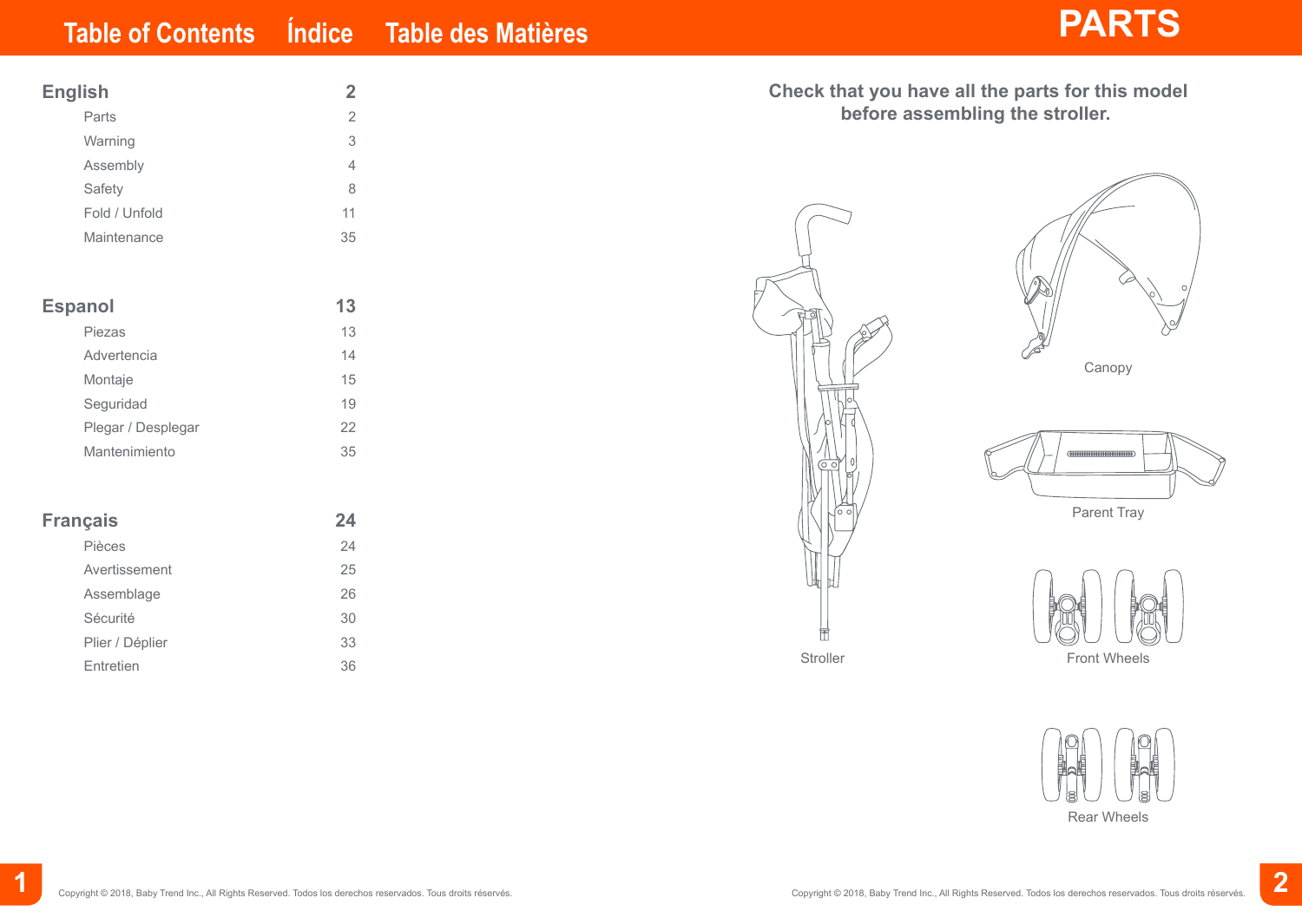# Table of Contents Índice Table des Matières

| English | 2 |
|---|---|
| Parts | 2 |
| Warning | 3 |
| Assembly | 4 |
| Safety | 8 |
| Fold / Unfold | 11 |
| Maintenance | 35 |

| Espanol | 13 |
|---|---|
| Piezas | 13 |
| Advertencia | 14 |
| Montaje | 15 |
| Seguridad | 19 |
| Plegar / Desplegar | 22 |
| Mantenimiento | 35 |

| Français | 24 |
|---|---|
| Pièces | 24 |
| Avertissement | 25 |
| Assemblage | 26 |
| Sécurité | 30 |
| Plier / Déplier | 33 |
| Entretien | 36 |

Copyright © 2018, Baby Trend Inc., All Rights Reserved. Todos los derechos reservados. Tous droits réservés.

# PARTS

**Check that you have all the parts for this model before assembling the stroller.**

Stroller

Canopy

Parent Tray

Front Wheels

Rear Wheels

Copyright © 2018, Baby Trend Inc., All Rights Reserved. Todos los derechos reservados. Tous droits réservés.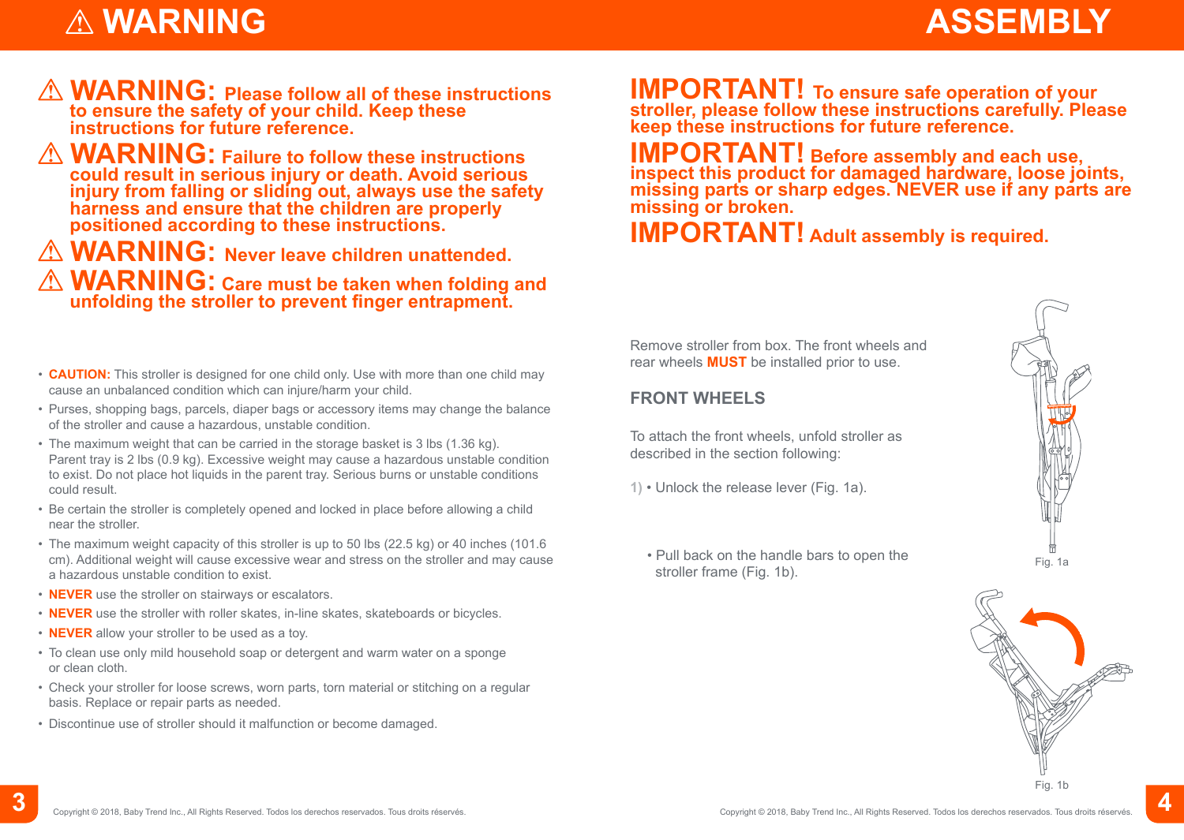# ⚠ WARNING

⚠ **WARNING: Please follow all of these instructions to ensure the safety of your child. Keep these instructions for future reference.**

⚠ **WARNING: Failure to follow these instructions could result in serious injury or death. Avoid serious injury from falling or sliding out, always use the safety harness and ensure that the children are properly positioned according to these instructions.**

⚠ **WARNING: Never leave children unattended.**

⚠ **WARNING: Care must be taken when folding and unfolding the stroller to prevent finger entrapment.**

- **CAUTION:** This stroller is designed for one child only. Use with more than one child may cause an unbalanced condition which can injure/harm your child.
- Purses, shopping bags, parcels, diaper bags or accessory items may change the balance of the stroller and cause a hazardous, unstable condition.
- The maximum weight that can be carried in the storage basket is 3 lbs (1.36 kg). Parent tray is 2 lbs (0.9 kg). Excessive weight may cause a hazardous unstable condition to exist. Do not place hot liquids in the parent tray. Serious burns or unstable conditions could result.
- Be certain the stroller is completely opened and locked in place before allowing a child near the stroller.
- The maximum weight capacity of this stroller is up to 50 lbs (22.5 kg) or 40 inches (101.6 cm). Additional weight will cause excessive wear and stress on the stroller and may cause a hazardous unstable condition to exist.
- **NEVER** use the stroller on stairways or escalators.
- **NEVER** use the stroller with roller skates, in-line skates, skateboards or bicycles.
- **NEVER** allow your stroller to be used as a toy.
- To clean use only mild household soap or detergent and warm water on a sponge or clean cloth.
- Check your stroller for loose screws, worn parts, torn material or stitching on a regular basis. Replace or repair parts as needed.
- Discontinue use of stroller should it malfunction or become damaged.

# ASSEMBLY

**IMPORTANT! To ensure safe operation of your stroller, please follow these instructions carefully. Please keep these instructions for future reference.**

**IMPORTANT! Before assembly and each use, inspect this product for damaged hardware, loose joints, missing parts or sharp edges. NEVER use if any parts are missing or broken.**

**IMPORTANT! Adult assembly is required.**

Remove stroller from box. The front wheels and rear wheels **MUST** be installed prior to use.

## FRONT WHEELS

To attach the front wheels, unfold stroller as described in the section following:

1) • Unlock the release lever (Fig. 1a).

• Pull back on the handle bars to open the stroller frame (Fig. 1b).

Fig. 1a

Fig. 1b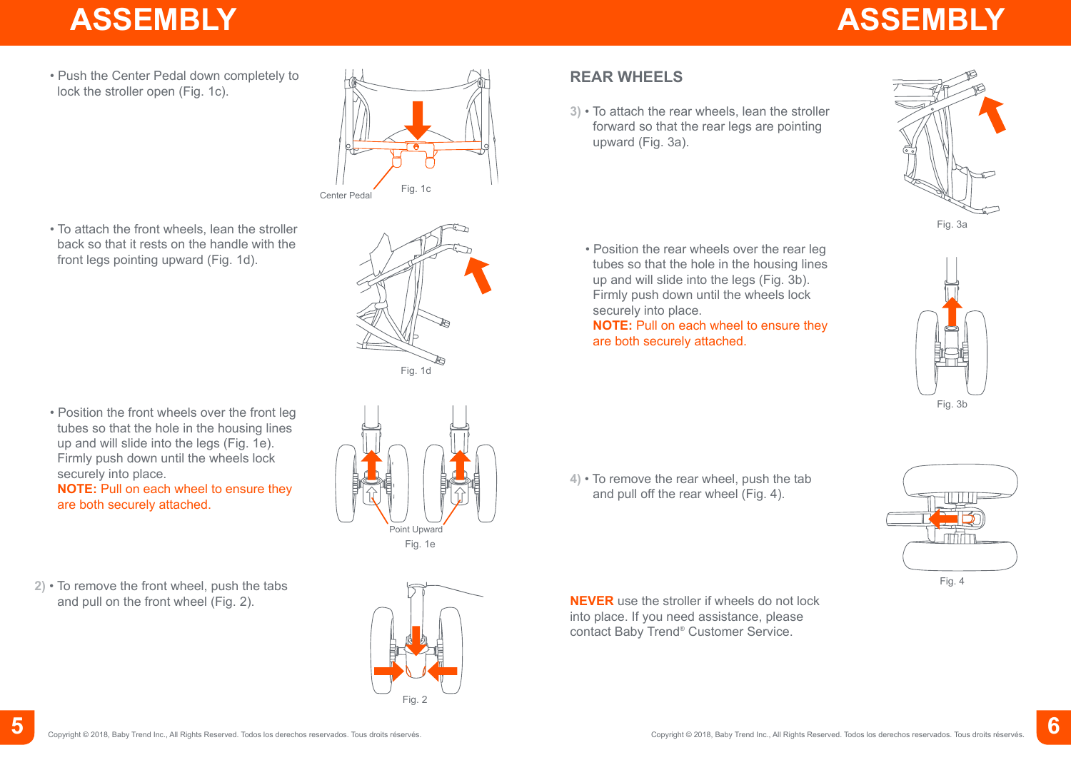# ASSEMBLY

- Push the Center Pedal down completely to lock the stroller open (Fig. 1c).

Center Pedal

Fig. 1c

- To attach the front wheels, lean the stroller back so that it rests on the handle with the front legs pointing upward (Fig. 1d).

Fig. 1d

- Position the front wheels over the front leg tubes so that the hole in the housing lines up and will slide into the legs (Fig. 1e). Firmly push down until the wheels lock securely into place.
  **NOTE:** Pull on each wheel to ensure they are both securely attached.

Point Upward

Fig. 1e

2) • To remove the front wheel, push the tabs and pull on the front wheel (Fig. 2).

Fig. 2

# ASSEMBLY

## REAR WHEELS

3) • To attach the rear wheels, lean the stroller forward so that the rear legs are pointing upward (Fig. 3a).

Fig. 3a

- Position the rear wheels over the rear leg tubes so that the hole in the housing lines up and will slide into the legs (Fig. 3b). Firmly push down until the wheels lock securely into place.
  **NOTE:** Pull on each wheel to ensure they are both securely attached.

Fig. 3b

4) • To remove the rear wheel, push the tab and pull off the rear wheel (Fig. 4).

Fig. 4

**NEVER** use the stroller if wheels do not lock into place. If you need assistance, please contact Baby Trend® Customer Service.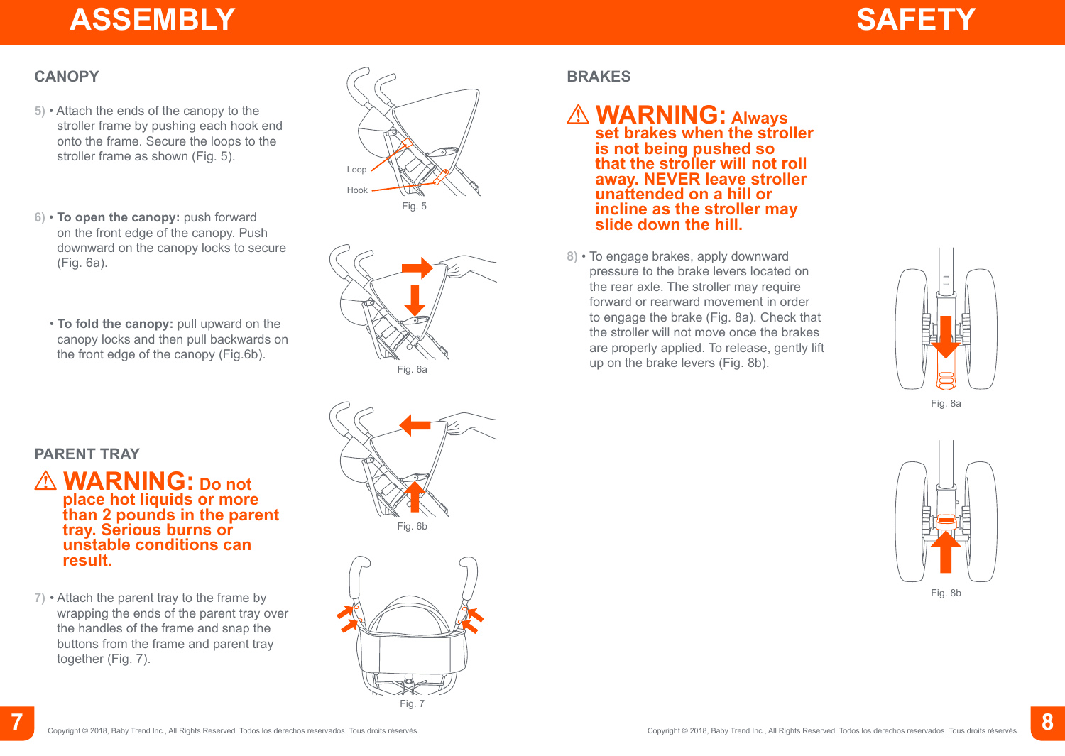# ASSEMBLY

## CANOPY

5) • Attach the ends of the canopy to the stroller frame by pushing each hook end onto the frame. Secure the loops to the stroller frame as shown (Fig. 5).

Loop

Hook

Fig. 5

6) • **To open the canopy:** push forward on the front edge of the canopy. Push downward on the canopy locks to secure (Fig. 6a).

Fig. 6a

• **To fold the canopy:** pull upward on the canopy locks and then pull backwards on the front edge of the canopy (Fig.6b).

Fig. 6b

## PARENT TRAY

⚠ **WARNING: Do not place hot liquids or more than 2 pounds in the parent tray. Serious burns or unstable conditions can result.**

7) • Attach the parent tray to the frame by wrapping the ends of the parent tray over the handles of the frame and snap the buttons from the frame and parent tray together (Fig. 7).

Fig. 7

Copyright © 2018, Baby Trend Inc., All Rights Reserved. Todos los derechos reservados. Tous droits réservés.

# SAFETY

## BRAKES

⚠ **WARNING: Always set brakes when the stroller is not being pushed so that the stroller will not roll away. NEVER leave stroller unattended on a hill or incline as the stroller may slide down the hill.**

8) • To engage brakes, apply downward pressure to the brake levers located on the rear axle. The stroller may require forward or rearward movement in order to engage the brake (Fig. 8a). Check that the stroller will not move once the brakes are properly applied. To release, gently lift up on the brake levers (Fig. 8b).

Fig. 8a

Fig. 8b

Copyright © 2018, Baby Trend Inc., All Rights Reserved. Todos los derechos reservados. Tous droits réservés.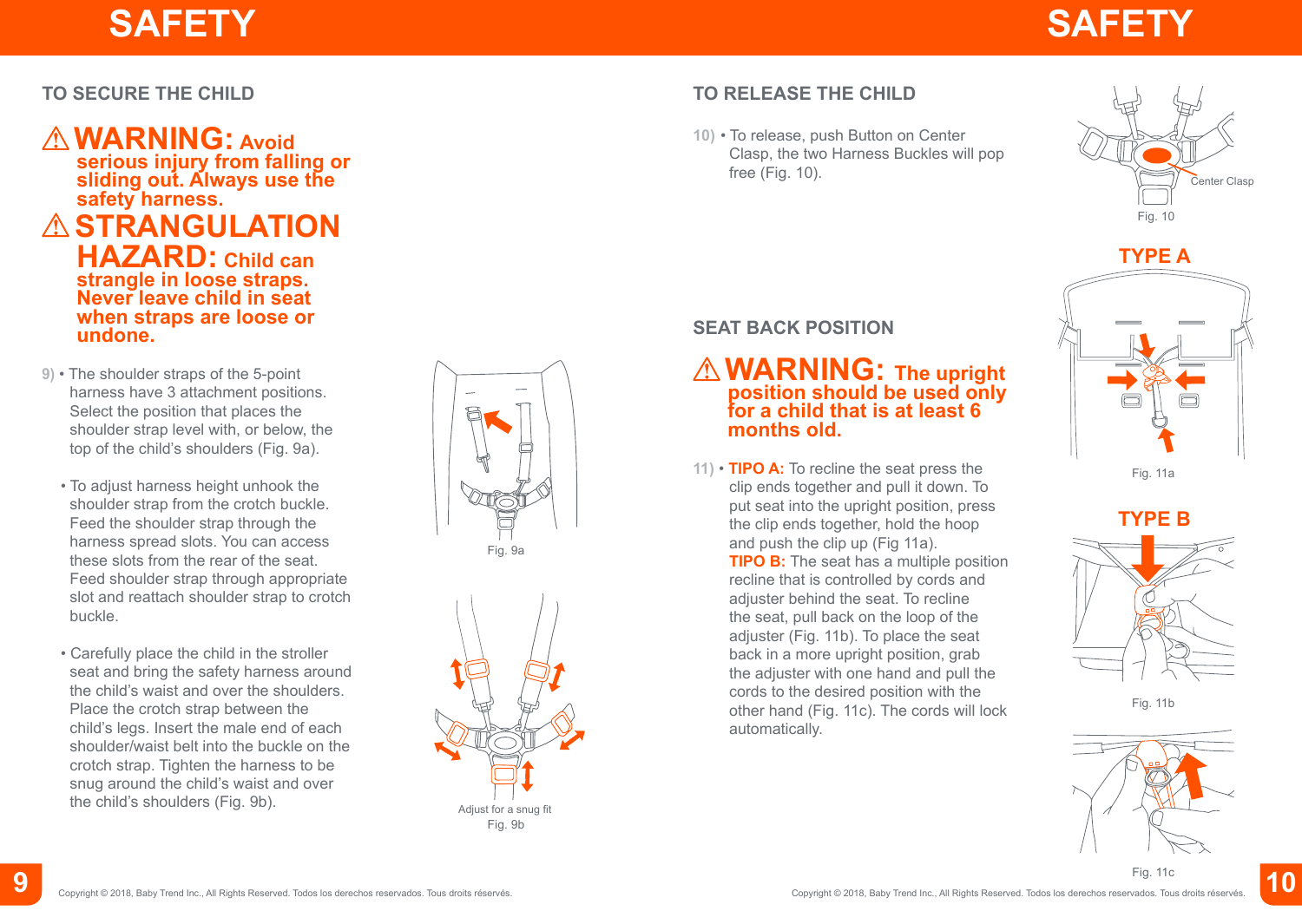# SAFETY

## TO SECURE THE CHILD

⚠ **WARNING: Avoid serious injury from falling or sliding out. Always use the safety harness.**

⚠ **STRANGULATION HAZARD: Child can strangle in loose straps. Never leave child in seat when straps are loose or undone.**

9) • The shoulder straps of the 5-point harness have 3 attachment positions. Select the position that places the shoulder strap level with, or below, the top of the child's shoulders (Fig. 9a).

• To adjust harness height unhook the shoulder strap from the crotch buckle. Feed the shoulder strap through the harness spread slots. You can access these slots from the rear of the seat. Feed shoulder strap through appropriate slot and reattach shoulder strap to crotch buckle.

• Carefully place the child in the stroller seat and bring the safety harness around the child's waist and over the shoulders. Place the crotch strap between the child's legs. Insert the male end of each shoulder/waist belt into the buckle on the crotch strap. Tighten the harness to be snug around the child's waist and over the child's shoulders (Fig. 9b).

Fig. 9a

Adjust for a snug fit

Fig. 9b

## TO RELEASE THE CHILD

10) • To release, push Button on Center Clasp, the two Harness Buckles will pop free (Fig. 10).

Center Clasp

Fig. 10

## SEAT BACK POSITION

⚠ **WARNING: The upright position should be used only for a child that is at least 6 months old.**

11) • **TIPO A:** To recline the seat press the clip ends together and pull it down. To put seat into the upright position, press the clip ends together, hold the hoop and push the clip up (Fig 11a).
**TIPO B:** The seat has a multiple position recline that is controlled by cords and adjuster behind the seat. To recline the seat, pull back on the loop of the adjuster (Fig. 11b). To place the seat back in a more upright position, grab the adjuster with one hand and pull the cords to the desired position with the other hand (Fig. 11c). The cords will lock automatically.

**TYPE A**

Fig. 11a

**TYPE B**

Fig. 11b

Fig. 11c

Copyright © 2018, Baby Trend Inc., All Rights Reserved. Todos los derechos reservados. Tous droits réservés.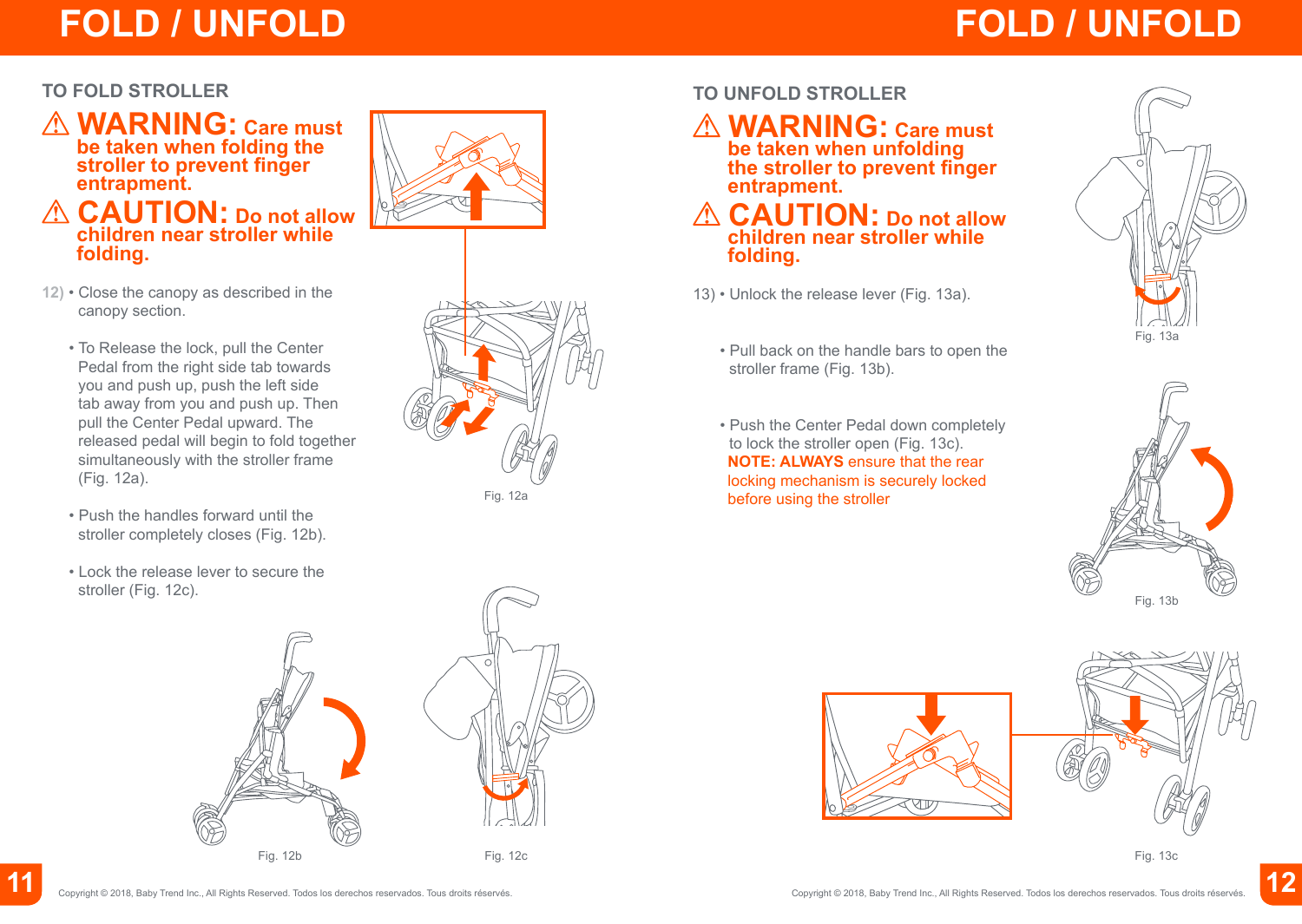# FOLD / UNFOLD

## TO FOLD STROLLER

⚠ **WARNING: Care must be taken when folding the stroller to prevent finger entrapment.**

⚠ **CAUTION: Do not allow children near stroller while folding.**

12) • Close the canopy as described in the canopy section.

• To Release the lock, pull the Center Pedal from the right side tab towards you and push up, push the left side tab away from you and push up. Then pull the Center Pedal upward. The released pedal will begin to fold together simultaneously with the stroller frame (Fig. 12a).

• Push the handles forward until the stroller completely closes (Fig. 12b).

• Lock the release lever to secure the stroller (Fig. 12c).

Fig. 12a

Fig. 12b

Fig. 12c

# FOLD / UNFOLD

## TO UNFOLD STROLLER

⚠ **WARNING: Care must be taken when unfolding the stroller to prevent finger entrapment.**

⚠ **CAUTION: Do not allow children near stroller while folding.**

13) • Unlock the release lever (Fig. 13a).

• Pull back on the handle bars to open the stroller frame (Fig. 13b).

• Push the Center Pedal down completely to lock the stroller open (Fig. 13c).
**NOTE: ALWAYS** ensure that the rear locking mechanism is securely locked before using the stroller

Fig. 13a

Fig. 13b

Fig. 13c

Copyright © 2018, Baby Trend Inc., All Rights Reserved. Todos los derechos reservados. Tous droits réservés.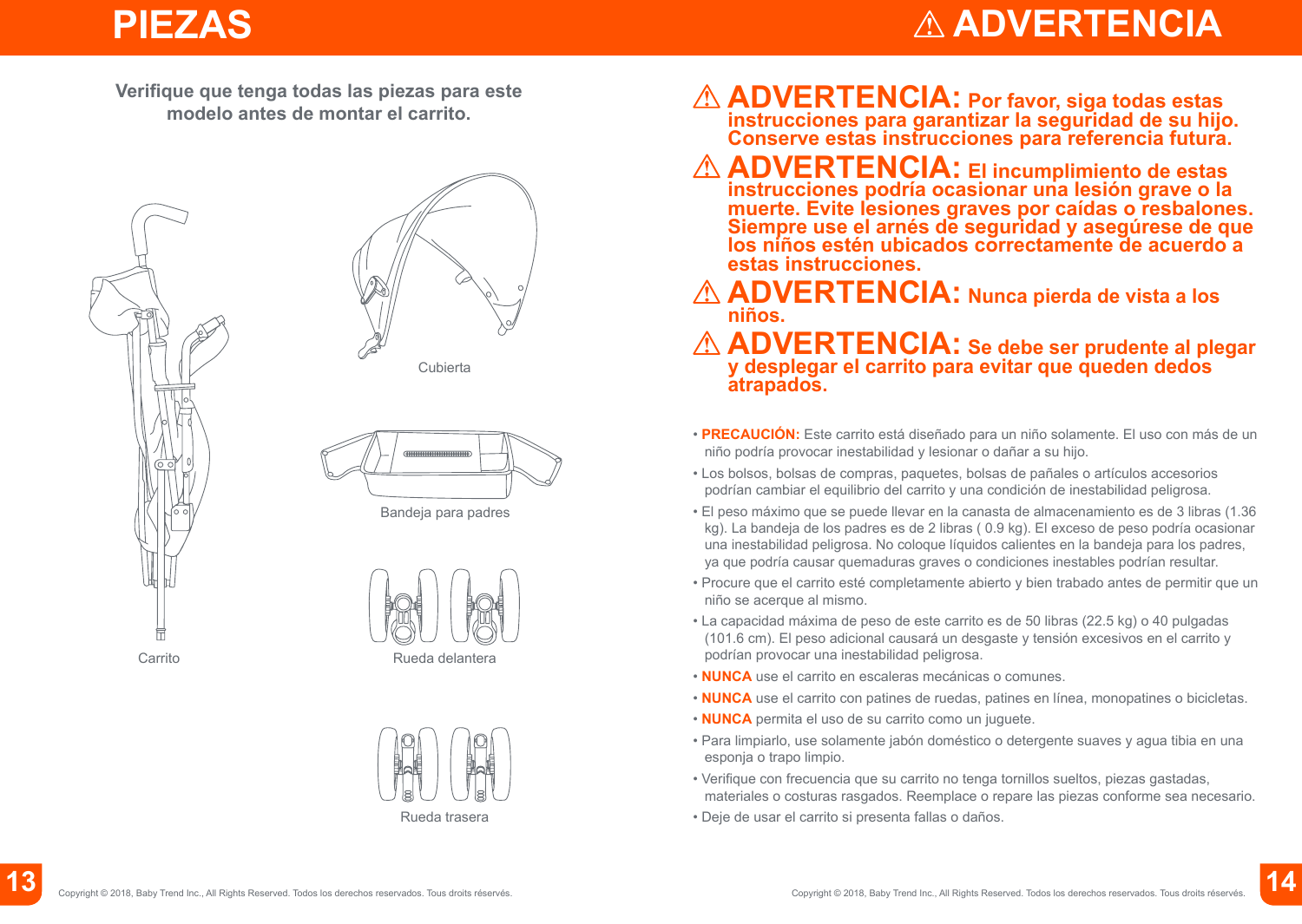# PIEZAS

**Verifique que tenga todas las piezas para este modelo antes de montar el carrito.**

Carrito

Cubierta

Bandeja para padres

Rueda delantera

Rueda trasera

# ⚠ ADVERTENCIA

**⚠ ADVERTENCIA: Por favor, siga todas estas instrucciones para garantizar la seguridad de su hijo. Conserve estas instrucciones para referencia futura.**

**⚠ ADVERTENCIA: El incumplimiento de estas instrucciones podría ocasionar una lesión grave o la muerte. Evite lesiones graves por caídas o resbalones. Siempre use el arnés de seguridad y asegúrese de que los niños estén ubicados correctamente de acuerdo a estas instrucciones.**

**⚠ ADVERTENCIA: Nunca pierda de vista a los niños.**

**⚠ ADVERTENCIA: Se debe ser prudente al plegar y desplegar el carrito para evitar que queden dedos atrapados.**

- **PRECAUCIÓN:** Este carrito está diseñado para un niño solamente. El uso con más de un niño podría provocar inestabilidad y lesionar o dañar a su hijo.
- Los bolsos, bolsas de compras, paquetes, bolsas de pañales o artículos accesorios podrían cambiar el equilibrio del carrito y una condición de inestabilidad peligrosa.
- El peso máximo que se puede llevar en la canasta de almacenamiento es de 3 libras (1.36 kg). La bandeja de los padres es de 2 libras ( 0.9 kg). El exceso de peso podría ocasionar una inestabilidad peligrosa. No coloque líquidos calientes en la bandeja para los padres, ya que podría causar quemaduras graves o condiciones inestables podrían resultar.
- Procure que el carrito esté completamente abierto y bien trabado antes de permitir que un niño se acerque al mismo.
- La capacidad máxima de peso de este carrito es de 50 libras (22.5 kg) o 40 pulgadas (101.6 cm). El peso adicional causará un desgaste y tensión excesivos en el carrito y podrían provocar una inestabilidad peligrosa.
- **NUNCA** use el carrito en escaleras mecánicas o comunes.
- **NUNCA** use el carrito con patines de ruedas, patines en línea, monopatines o bicicletas.
- **NUNCA** permita el uso de su carrito como un juguete.
- Para limpiarlo, use solamente jabón doméstico o detergente suaves y agua tibia en una esponja o trapo limpio.
- Verifique con frecuencia que su carrito no tenga tornillos sueltos, piezas gastadas, materiales o costuras rasgados. Reemplace o repare las piezas conforme sea necesario.
- Deje de usar el carrito si presenta fallas o daños.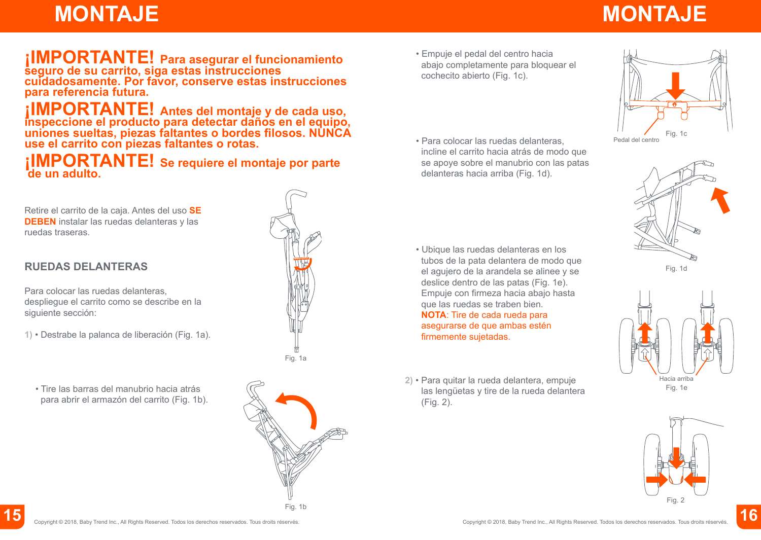# MONTAJE

**¡IMPORTANTE! Para asegurar el funcionamiento seguro de su carrito, siga estas instrucciones cuidadosamente. Por favor, conserve estas instrucciones para referencia futura.**

**¡IMPORTANTE! Antes del montaje y de cada uso, inspeccione el producto para detectar daños en el equipo, uniones sueltas, piezas faltantes o bordes filosos. NUNCA use el carrito con piezas faltantes o rotas.**

**¡IMPORTANTE! Se requiere el montaje por parte de un adulto.**

Retire el carrito de la caja. Antes del uso **SE DEBEN** instalar las ruedas delanteras y las ruedas traseras.

## RUEDAS DELANTERAS

Para colocar las ruedas delanteras, despliegue el carrito como se describe en la siguiente sección:

1) • Destrabe la palanca de liberación (Fig. 1a).

Fig. 1a

• Tire las barras del manubrio hacia atrás para abrir el armazón del carrito (Fig. 1b).

Fig. 1b

• Empuje el pedal del centro hacia abajo completamente para bloquear el cochecito abierto (Fig. 1c).

Pedal del centro

Fig. 1c

• Para colocar las ruedas delanteras, incline el carrito hacia atrás de modo que se apoye sobre el manubrio con las patas delanteras hacia arriba (Fig. 1d).

Fig. 1d

• Ubique las ruedas delanteras en los tubos de la pata delantera de modo que el agujero de la arandela se alinee y se deslice dentro de las patas (Fig. 1e). Empuje con firmeza hacia abajo hasta que las ruedas se traben bien.
**NOTA**: Tire de cada rueda para asegurarse de que ambas estén firmemente sujetadas.

Hacia arriba

Fig. 1e

2) • Para quitar la rueda delantera, empuje las lengüetas y tire de la rueda delantera (Fig. 2).

Fig. 2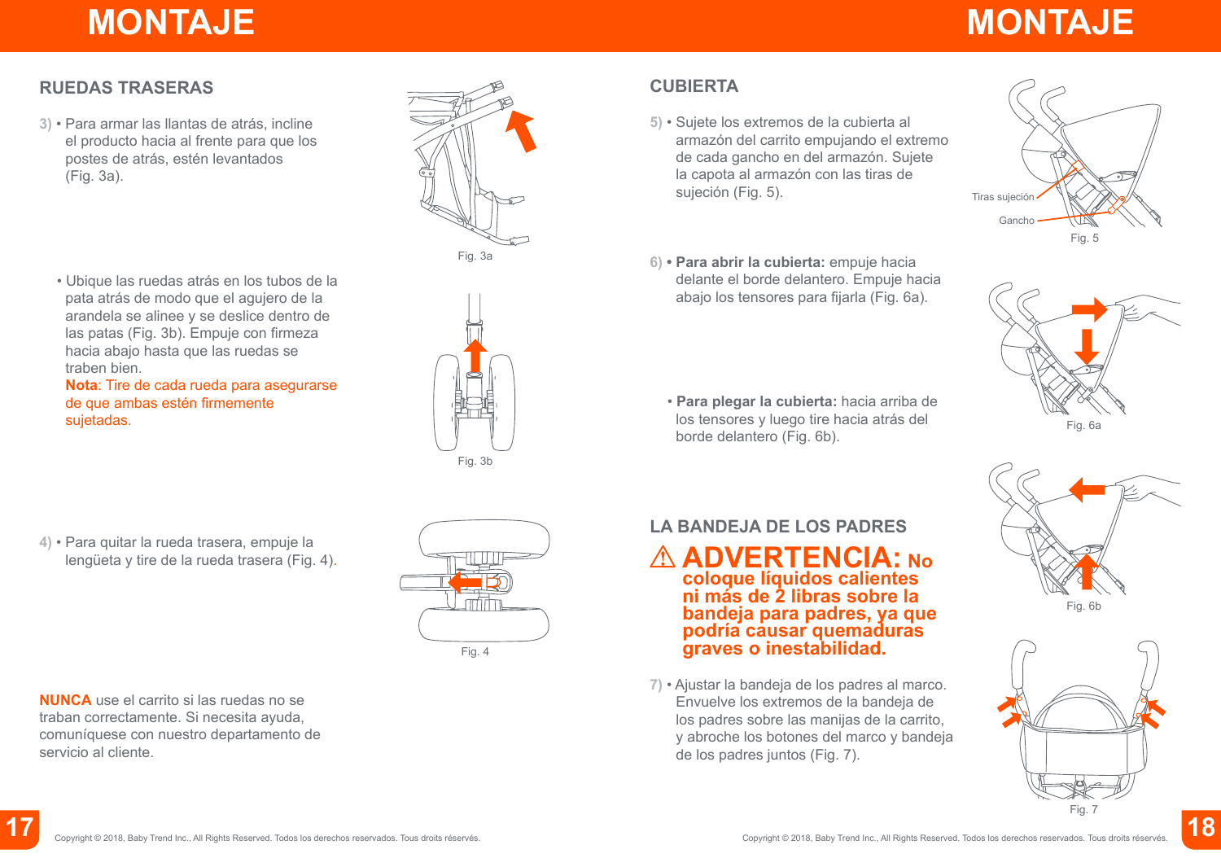# MONTAJE

## RUEDAS TRASERAS

3) • Para armar las llantas de atrás, incline el producto hacia al frente para que los postes de atrás, estén levantados (Fig. 3a).

Fig. 3a

• Ubique las ruedas atrás en los tubos de la pata atrás de modo que el agujero de la arandela se alinee y se deslice dentro de las patas (Fig. 3b). Empuje con firmeza hacia abajo hasta que las ruedas se traben bien.
**Nota**: Tire de cada rueda para asegurarse de que ambas estén firmemente sujetadas.

Fig. 3b

4) • Para quitar la rueda trasera, empuje la lengüeta y tire de la rueda trasera (Fig. 4).

Fig. 4

**NUNCA** use el carrito si las ruedas no se traban correctamente. Si necesita ayuda, comuníquese con nuestro departamento de servicio al cliente.

# MONTAJE

## CUBIERTA

5) • Sujete los extremos de la cubierta al armazón del carrito empujando el extremo de cada gancho en del armazón. Sujete la capota al armazón con las tiras de sujeción (Fig. 5).

Tiras sujeción

Gancho

Fig. 5

6) • **Para abrir la cubierta:** empuje hacia delante el borde delantero. Empuje hacia abajo los tensores para fijarla (Fig. 6a).

Fig. 6a

• **Para plegar la cubierta:** hacia arriba de los tensores y luego tire hacia atrás del borde delantero (Fig. 6b).

Fig. 6b

## LA BANDEJA DE LOS PADRES

⚠ **ADVERTENCIA: No coloque líquidos calientes ni más de 2 libras sobre la bandeja para padres, ya que podría causar quemaduras graves o inestabilidad.**

7) • Ajustar la bandeja de los padres al marco. Envuelve los extremos de la bandeja de los padres sobre las manijas de la carrito, y abroche los botones del marco y bandeja de los padres juntos (Fig. 7).

Fig. 7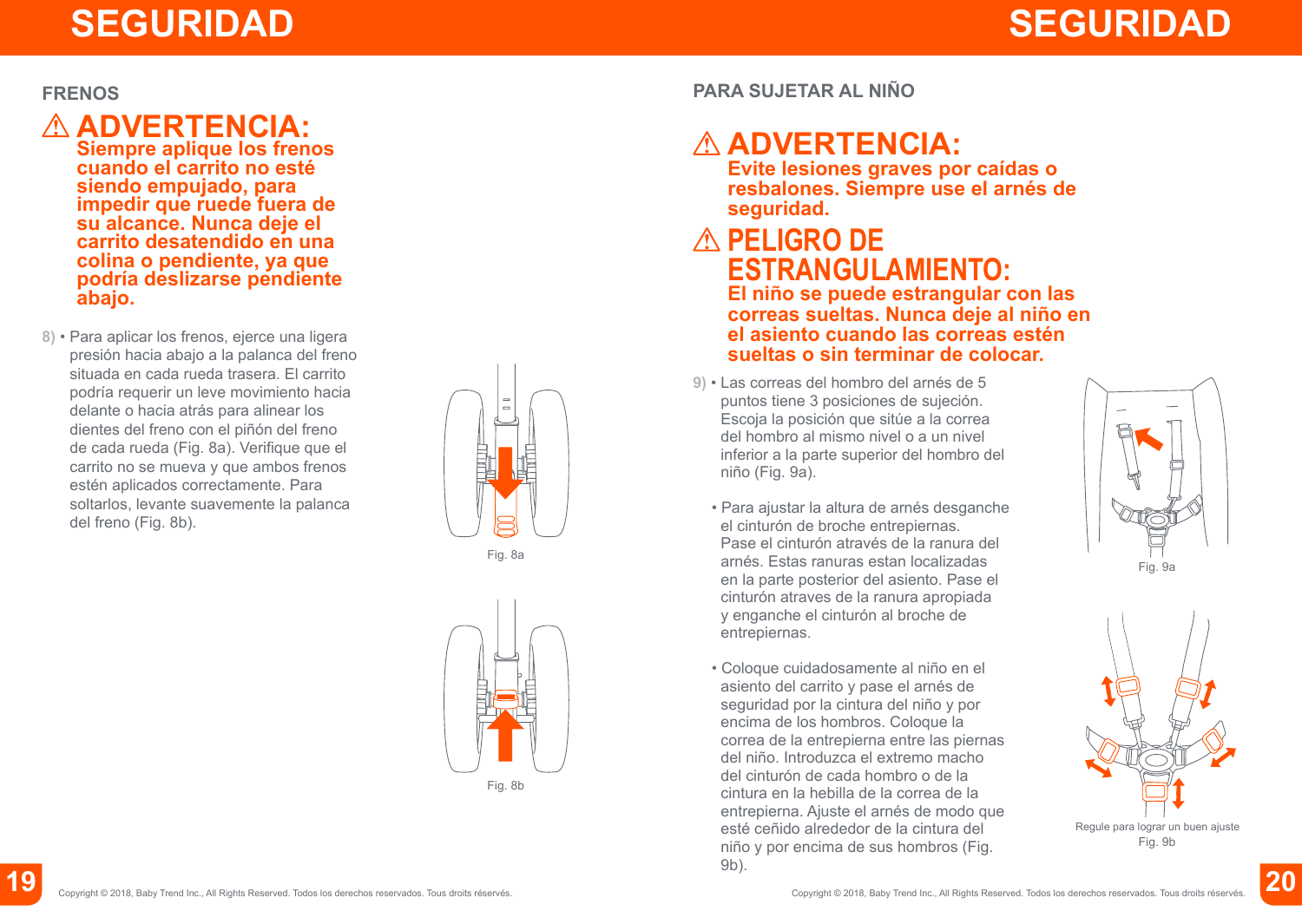# SEGURIDAD

## FRENOS

### ⚠ ADVERTENCIA:

**Siempre aplique los frenos cuando el carrito no esté siendo empujado, para impedir que ruede fuera de su alcance. Nunca deje el carrito desatendido en una colina o pendiente, ya que podría deslizarse pendiente abajo.**

8) • Para aplicar los frenos, ejerce una ligera presión hacia abajo a la palanca del freno situada en cada rueda trasera. El carrito podría requerir un leve movimiento hacia delante o hacia atrás para alinear los dientes del freno con el piñón del freno de cada rueda (Fig. 8a). Verifique que el carrito no se mueva y que ambos frenos estén aplicados correctamente. Para soltarlos, levante suavemente la palanca del freno (Fig. 8b).

Fig. 8a

Fig. 8b

# SEGURIDAD

## PARA SUJETAR AL NIÑO

### ⚠ ADVERTENCIA:

**Evite lesiones graves por caídas o resbalones. Siempre use el arnés de seguridad.**

### ⚠ PELIGRO DE ESTRANGULAMIENTO:

**El niño se puede estrangular con las correas sueltas. Nunca deje al niño en el asiento cuando las correas estén sueltas o sin terminar de colocar.**

9) • Las correas del hombro del arnés de 5 puntos tiene 3 posiciones de sujeción. Escoja la posición que sitúe a la correa del hombro al mismo nivel o a un nivel inferior a la parte superior del hombro del niño (Fig. 9a).

• Para ajustar la altura de arnés desganche el cinturón de broche entrepiernas. Pase el cinturón através de la ranura del arnés. Estas ranuras estan localizadas en la parte posterior del asiento. Pase el cinturón atraves de la ranura apropiada y enganche el cinturón al broche de entrepiernas.

• Coloque cuidadosamente al niño en el asiento del carrito y pase el arnés de seguridad por la cintura del niño y por encima de los hombros. Coloque la correa de la entrepierna entre las piernas del niño. Introduzca el extremo macho del cinturón de cada hombro o de la cintura en la hebilla de la correa de la entrepierna. Ajuste el arnés de modo que esté ceñido alrededor de la cintura del niño y por encima de sus hombros (Fig. 9b).

Fig. 9a

Regule para lograr un buen ajuste
Fig. 9b

Copyright © 2018, Baby Trend Inc., All Rights Reserved. Todos los derechos reservados. Tous droits réservés.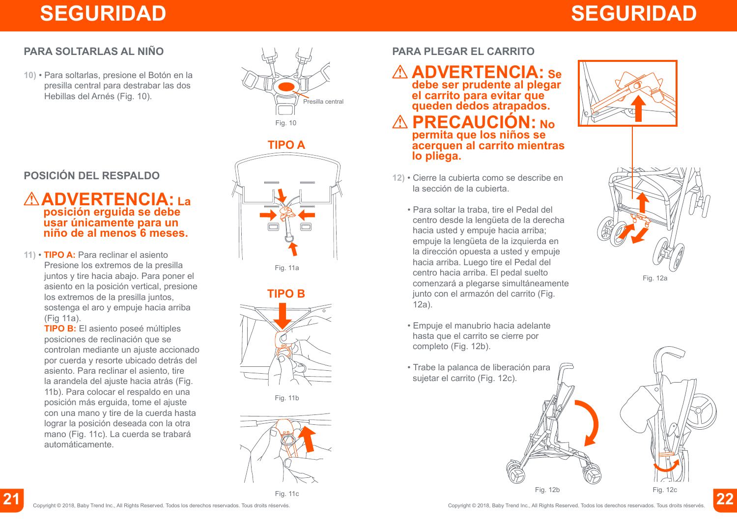## SEGURIDAD

### PARA SOLTARLAS AL NIÑO

10) • Para soltarlas, presione el Botón en la presilla central para destrabar las dos Hebillas del Arnés (Fig. 10).

Presilla central

Fig. 10

### POSICIÓN DEL RESPALDO

**⚠ ADVERTENCIA: La posición erguida se debe usar únicamente para un niño de al menos 6 meses.**

11) • **TIPO A:** Para reclinar el asiento Presione los extremos de la presilla juntos y tire hacia abajo. Para poner el asiento en la posición vertical, presione los extremos de la presilla juntos, sostenga el aro y empuje hacia arriba (Fig 11a).
**TIPO B:** El asiento poseé múltiples posiciones de reclinación que se controlan mediante un ajuste accionado por cuerda y resorte ubicado detrás del asiento. Para reclinar el asiento, tire la arandela del ajuste hacia atrás (Fig. 11b). Para colocar el respaldo en una posición más erguida, tome el ajuste con una mano y tire de la cuerda hasta lograr la posición deseada con la otra mano (Fig. 11c). La cuerda se trabará automáticamente.

TIPO A

Fig. 11a

TIPO B

Fig. 11b

Fig. 11c

## SEGURIDAD

### PARA PLEGAR EL CARRITO

**⚠ ADVERTENCIA: Se debe ser prudente al plegar el carrito para evitar que queden dedos atrapados.**

**⚠ PRECAUCIÓN: No permita que los niños se acerquen al carrito mientras lo pliega.**

12) • Cierre la cubierta como se describe en la sección de la cubierta.

• Para soltar la traba, tire el Pedal del centro desde la lengüeta de la derecha hacia usted y empuje hacia arriba; empuje la lengüeta de la izquierda en la dirección opuesta a usted y empuje hacia arriba. Luego tire el Pedal del centro hacia arriba. El pedal suelto comenzará a plegarse simultáneamente junto con el armazón del carrito (Fig. 12a).

• Empuje el manubrio hacia adelante hasta que el carrito se cierre por completo (Fig. 12b).

• Trabe la palanca de liberación para sujetar el carrito (Fig. 12c).

Fig. 12a

Fig. 12b

Fig. 12c

Copyright © 2018, Baby Trend Inc., All Rights Reserved. Todos los derechos reservados. Tous droits réservés.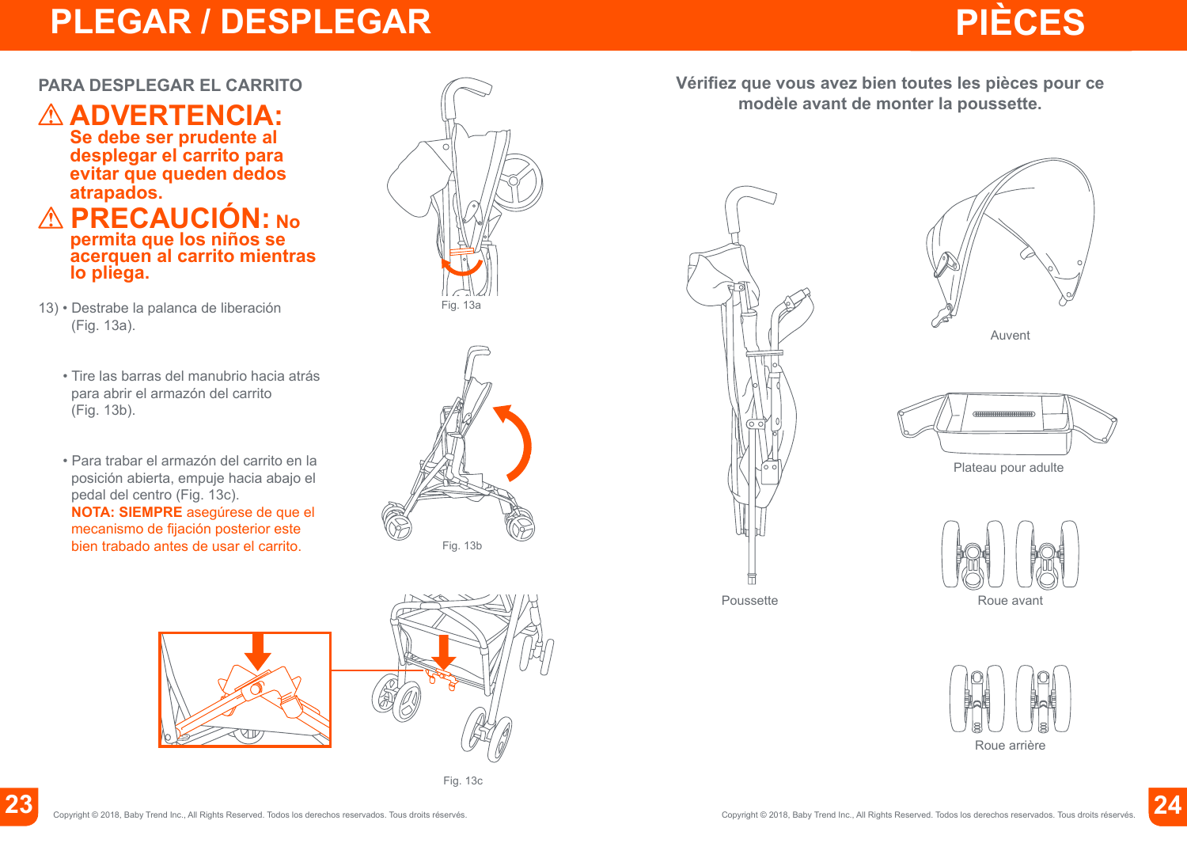# PLEGAR / DESPLEGAR

## PARA DESPLEGAR EL CARRITO

**⚠ ADVERTENCIA: Se debe ser prudente al desplegar el carrito para evitar que queden dedos atrapados.**

**⚠ PRECAUCIÓN: No permita que los niños se acerquen al carrito mientras lo pliega.**

13) • Destrabe la palanca de liberación (Fig. 13a).

• Tire las barras del manubrio hacia atrás para abrir el armazón del carrito (Fig. 13b).

• Para trabar el armazón del carrito en la posición abierta, empuje hacia abajo el pedal del centro (Fig. 13c).
**NOTA: SIEMPRE** asegúrese de que el mecanismo de fijación posterior este bien trabado antes de usar el carrito.

Fig. 13a

Fig. 13b

Fig. 13c

# PIÈCES

**Vérifiez que vous avez bien toutes les pièces pour ce modèle avant de monter la poussette.**

Poussette

Auvent

Plateau pour adulte

Roue avant

Roue arrière

Copyright © 2018, Baby Trend Inc., All Rights Reserved. Todos los derechos reservados. Tous droits réservés.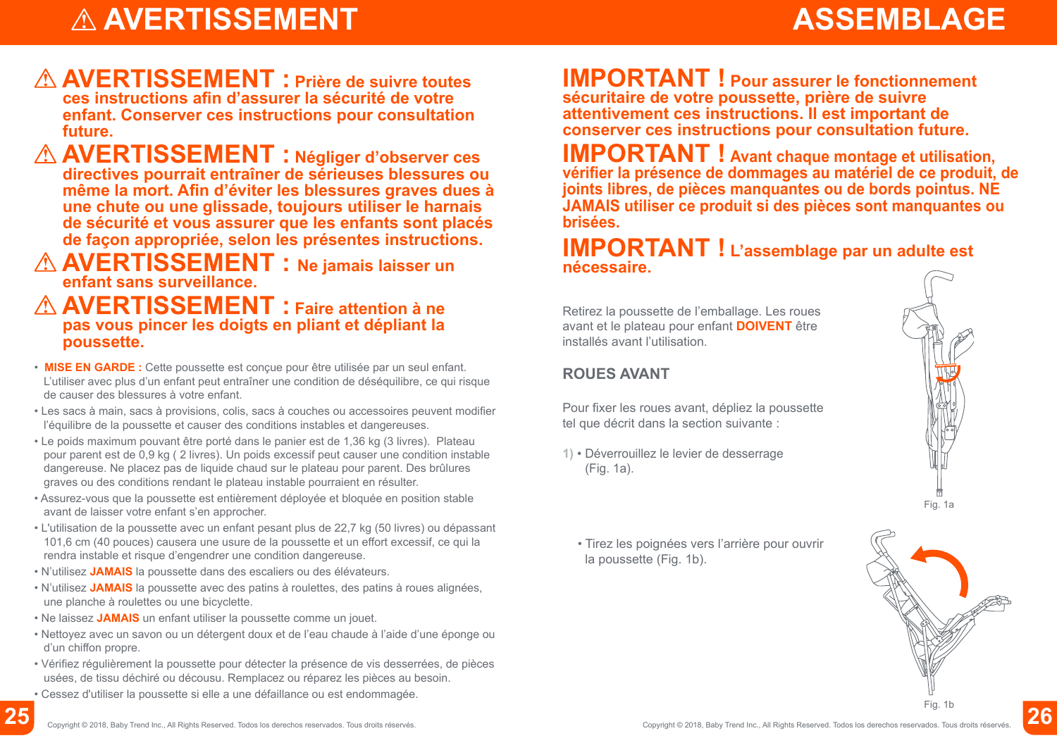# ⚠ AVERTISSEMENT

⚠ **AVERTISSEMENT : Prière de suivre toutes ces instructions afin d'assurer la sécurité de votre enfant. Conserver ces instructions pour consultation future.**

⚠ **AVERTISSEMENT : Négliger d'observer ces directives pourrait entraîner de sérieuses blessures ou même la mort. Afin d'éviter les blessures graves dues à une chute ou une glissade, toujours utiliser le harnais de sécurité et vous assurer que les enfants sont placés de façon appropriée, selon les présentes instructions.**

⚠ **AVERTISSEMENT : Ne jamais laisser un enfant sans surveillance.**

⚠ **AVERTISSEMENT : Faire attention à ne pas vous pincer les doigts en pliant et dépliant la poussette.**

- **MISE EN GARDE :** Cette poussette est conçue pour être utilisée par un seul enfant. L'utiliser avec plus d'un enfant peut entraîner une condition de déséquilibre, ce qui risque de causer des blessures à votre enfant.
- Les sacs à main, sacs à provisions, colis, sacs à couches ou accessoires peuvent modifier l'équilibre de la poussette et causer des conditions instables et dangereuses.
- Le poids maximum pouvant être porté dans le panier est de 1,36 kg (3 livres). Plateau pour parent est de 0,9 kg ( 2 livres). Un poids excessif peut causer une condition instable dangereuse. Ne placez pas de liquide chaud sur le plateau pour parent. Des brûlures graves ou des conditions rendant le plateau instable pourraient en résulter.
- Assurez-vous que la poussette est entièrement déployée et bloquée en position stable avant de laisser votre enfant s'en approcher.
- L'utilisation de la poussette avec un enfant pesant plus de 22,7 kg (50 livres) ou dépassant 101,6 cm (40 pouces) causera une usure de la poussette et un effort excessif, ce qui la rendra instable et risque d'engendrer une condition dangereuse.
- N'utilisez **JAMAIS** la poussette dans des escaliers ou des élévateurs.
- N'utilisez **JAMAIS** la poussette avec des patins à roulettes, des patins à roues alignées, une planche à roulettes ou une bicyclette.
- Ne laissez **JAMAIS** un enfant utiliser la poussette comme un jouet.
- Nettoyez avec un savon ou un détergent doux et de l'eau chaude à l'aide d'une éponge ou d'un chiffon propre.
- Vérifiez régulièrement la poussette pour détecter la présence de vis desserrées, de pièces usées, de tissu déchiré ou décousu. Remplacez ou réparez les pièces au besoin.
- Cessez d'utiliser la poussette si elle a une défaillance ou est endommagée.

# ASSEMBLAGE

**IMPORTANT ! Pour assurer le fonctionnement sécuritaire de votre poussette, prière de suivre attentivement ces instructions. Il est important de conserver ces instructions pour consultation future.**

**IMPORTANT ! Avant chaque montage et utilisation, vérifier la présence de dommages au matériel de ce produit, de joints libres, de pièces manquantes ou de bords pointus. NE JAMAIS utiliser ce produit si des pièces sont manquantes ou brisées.**

**IMPORTANT ! L'assemblage par un adulte est nécessaire.**

Retirez la poussette de l'emballage. Les roues avant et le plateau pour enfant **DOIVENT** être installés avant l'utilisation.

## ROUES AVANT

Pour fixer les roues avant, dépliez la poussette tel que décrit dans la section suivante :

1) • Déverrouillez le levier de desserrage (Fig. 1a).

Fig. 1a

• Tirez les poignées vers l'arrière pour ouvrir la poussette (Fig. 1b).

Fig. 1b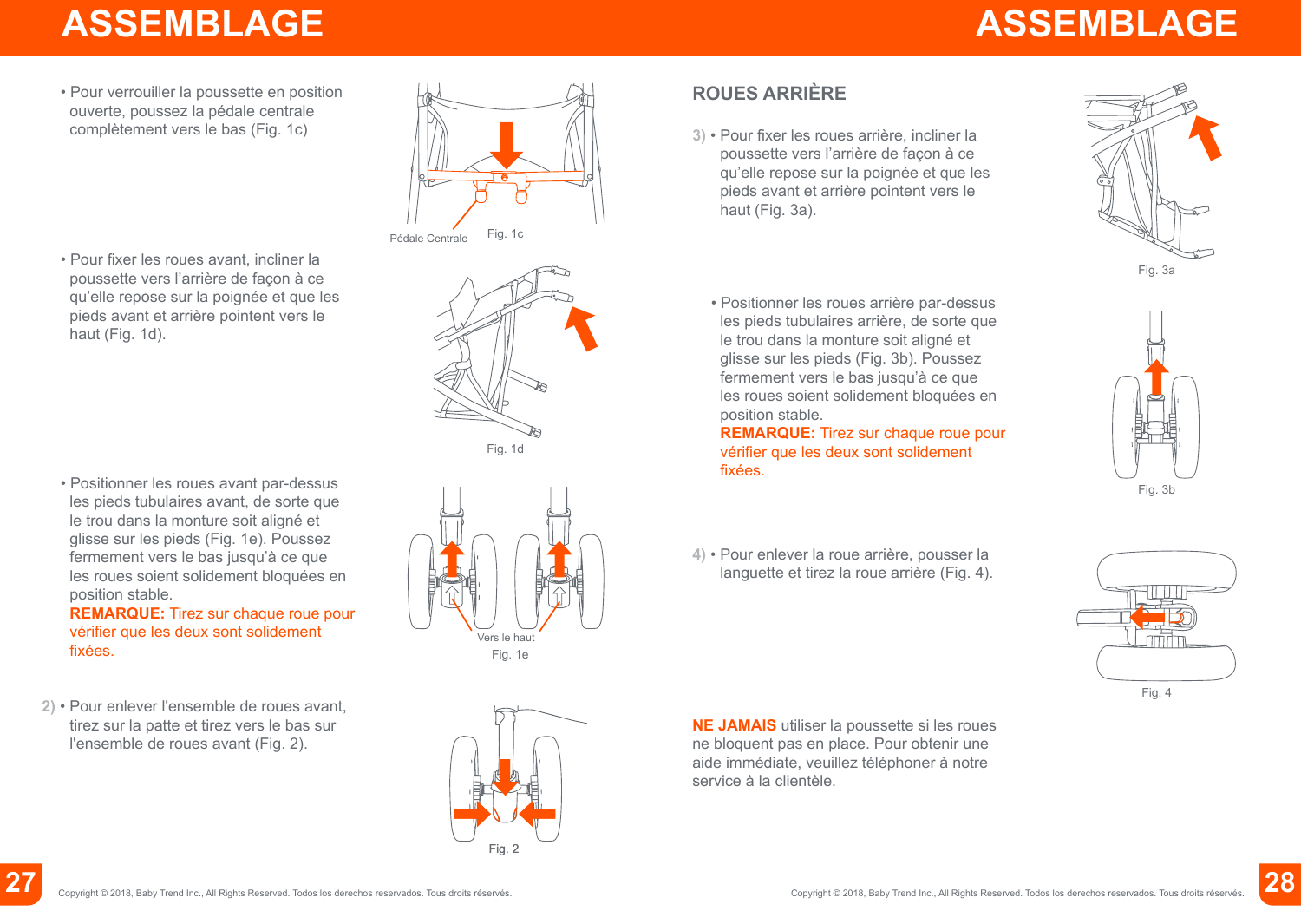# ASSEMBLAGE

- Pour verrouiller la poussette en position ouverte, poussez la pédale centrale complètement vers le bas (Fig. 1c)

Pédale Centrale

Fig. 1c

- Pour fixer les roues avant, incliner la poussette vers l'arrière de façon à ce qu'elle repose sur la poignée et que les pieds avant et arrière pointent vers le haut (Fig. 1d).

Fig. 1d

- Positionner les roues avant par-dessus les pieds tubulaires avant, de sorte que le trou dans la monture soit aligné et glisse sur les pieds (Fig. 1e). Poussez fermement vers le bas jusqu'à ce que les roues soient solidement bloquées en position stable.
  **REMARQUE:** Tirez sur chaque roue pour vérifier que les deux sont solidement fixées.

Vers le haut

Fig. 1e

2) • Pour enlever l'ensemble de roues avant, tirez sur la patte et tirez vers le bas sur l'ensemble de roues avant (Fig. 2).

Fig. 2

# ASSEMBLAGE

## ROUES ARRIÈRE

3) • Pour fixer les roues arrière, incliner la poussette vers l'arrière de façon à ce qu'elle repose sur la poignée et que les pieds avant et arrière pointent vers le haut (Fig. 3a).

Fig. 3a

- Positionner les roues arrière par-dessus les pieds tubulaires arrière, de sorte que le trou dans la monture soit aligné et glisse sur les pieds (Fig. 3b). Poussez fermement vers le bas jusqu'à ce que les roues soient solidement bloquées en position stable.
  **REMARQUE:** Tirez sur chaque roue pour vérifier que les deux sont solidement fixées.

Fig. 3b

4) • Pour enlever la roue arrière, pousser la languette et tirez la roue arrière (Fig. 4).

Fig. 4

**NE JAMAIS** utiliser la poussette si les roues ne bloquent pas en place. Pour obtenir une aide immédiate, veuillez téléphoner à notre service à la clientèle.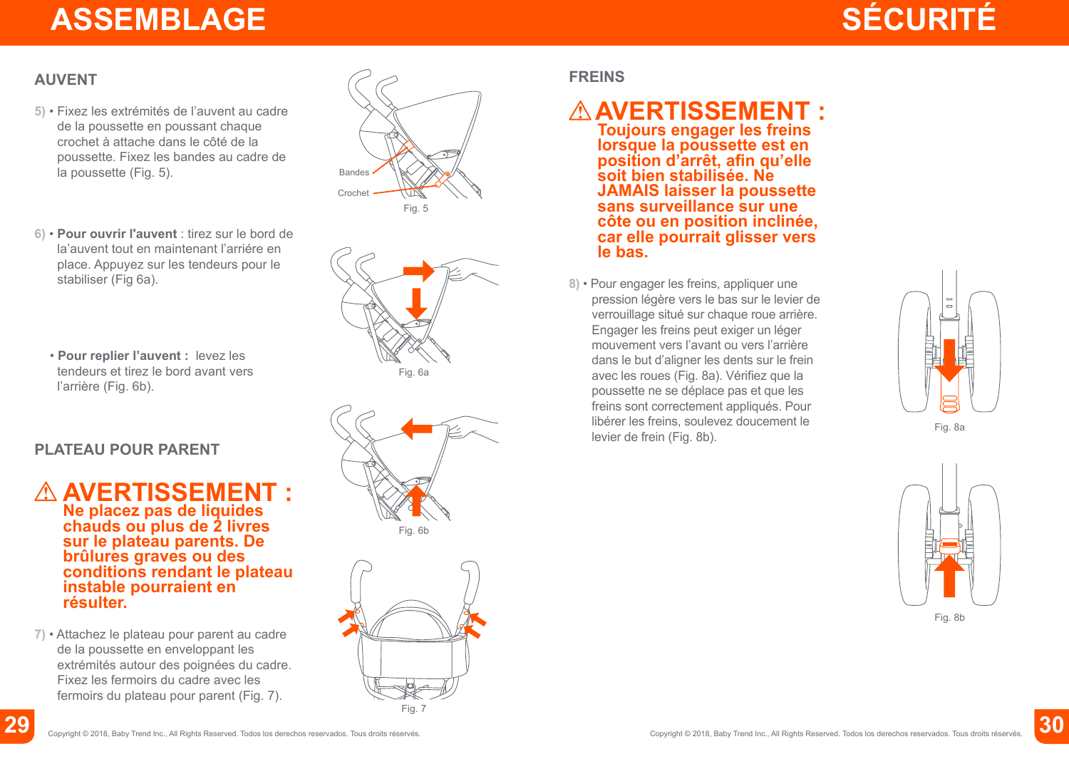# ASSEMBLAGE

## AUVENT

5) • Fixez les extrémités de l'auvent au cadre de la poussette en poussant chaque crochet à attache dans le côté de la poussette. Fixez les bandes au cadre de la poussette (Fig. 5).

Bandes

Crochet

Fig. 5

6) • **Pour ouvrir l'auvent** : tirez sur le bord de la'auvent tout en maintenant l'arriére en place. Appuyez sur les tendeurs pour le stabiliser (Fig 6a).

Fig. 6a

• **Pour replier l'auvent :** levez les tendeurs et tirez le bord avant vers l'arrière (Fig. 6b).

Fig. 6b

## PLATEAU POUR PARENT

**⚠ AVERTISSEMENT :**
**Ne placez pas de liquides chauds ou plus de 2 livres sur le plateau parents. De brûlures graves ou des conditions rendant le plateau instable pourraient en résulter.**

7) • Attachez le plateau pour parent au cadre de la poussette en enveloppant les extrémités autour des poignées du cadre. Fixez les fermoirs du cadre avec les fermoirs du plateau pour parent (Fig. 7).

Fig. 7

# SÉCURITÉ

## FREINS

**⚠ AVERTISSEMENT :**
**Toujours engager les freins lorsque la poussette est en position d'arrêt, afin qu'elle soit bien stabilisée. Ne JAMAIS laisser la poussette sans surveillance sur une côte ou en position inclinée, car elle pourrait glisser vers le bas.**

8) • Pour engager les freins, appliquer une pression légère vers le bas sur le levier de verrouillage situé sur chaque roue arrière. Engager les freins peut exiger un léger mouvement vers l'avant ou vers l'arrière dans le but d'aligner les dents sur le frein avec les roues (Fig. 8a). Vérifiez que la poussette ne se déplace pas et que les freins sont correctement appliqués. Pour libérer les freins, soulevez doucement le levier de frein (Fig. 8b).

Fig. 8a

Fig. 8b

Copyright © 2018, Baby Trend Inc., All Rights Reserved. Todos los derechos reservados. Tous droits réservés.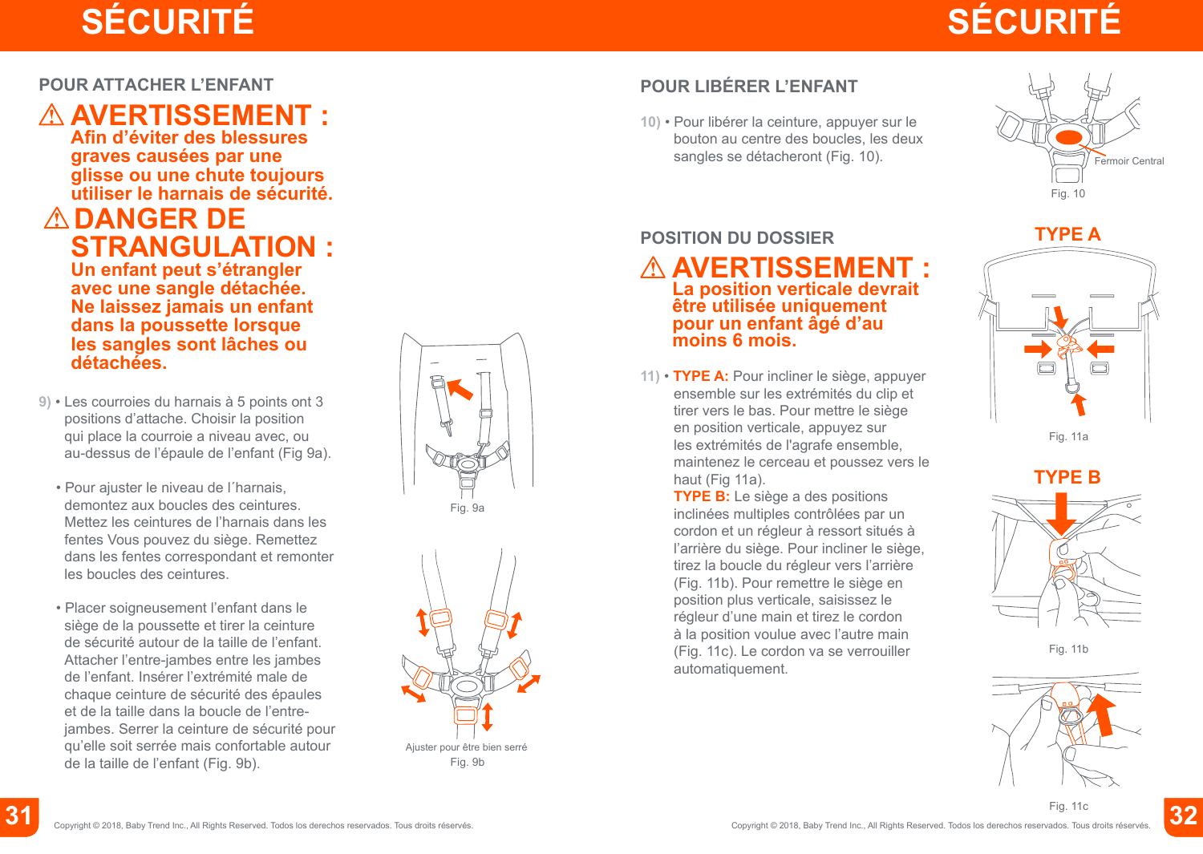# SÉCURITÉ

## POUR ATTACHER L'ENFANT

### ⚠ AVERTISSEMENT :

**Afin d'éviter des blessures graves causées par une glisse ou une chute toujours utiliser le harnais de sécurité.**

### ⚠ DANGER DE STRANGULATION :

**Un enfant peut s'étrangler avec une sangle détachée. Ne laissez jamais un enfant dans la poussette lorsque les sangles sont lâches ou détachées.**

9) • Les courroies du harnais à 5 points ont 3 positions d'attache. Choisir la position qui place la courroie a niveau avec, ou au-dessus de l'épaule de l'enfant (Fig 9a).

• Pour ajuster le niveau de l´harnais, demontez aux boucles des ceintures. Mettez les ceintures de l'harnais dans les fentes Vous pouvez du siège. Remettez dans les fentes correspondant et remonter les boucles des ceintures.

• Placer soigneusement l'enfant dans le siège de la poussette et tirer la ceinture de sécurité autour de la taille de l'enfant. Attacher l'entre-jambes entre les jambes de l'enfant. Insérer l'extrémité male de chaque ceinture de sécurité des épaules et de la taille dans la boucle de l'entre-jambes. Serrer la ceinture de sécurité pour qu'elle soit serrée mais confortable autour de la taille de l'enfant (Fig. 9b).

Fig. 9a

Ajuster pour être bien serré

Fig. 9b

# SÉCURITÉ

## POUR LIBÉRER L'ENFANT

10) • Pour libérer la ceinture, appuyer sur le bouton au centre des boucles, les deux sangles se détacheront (Fig. 10).

Fermoir Central

Fig. 10

## POSITION DU DOSSIER

### ⚠ AVERTISSEMENT :

**La position verticale devrait être utilisée uniquement pour un enfant âgé d'au moins 6 mois.**

11) • **TYPE A:** Pour incliner le siège, appuyer ensemble sur les extrémités du clip et tirer vers le bas. Pour mettre le siège en position verticale, appuyez sur les extrémités de l'agrafe ensemble, maintenez le cerceau et poussez vers le haut (Fig 11a).

**TYPE B:** Le siège a des positions inclinées multiples contrôlées par un cordon et un régleur à ressort situés à l'arrière du siège. Pour incliner le siège, tirez la boucle du régleur vers l'arrière (Fig. 11b). Pour remettre le siège en position plus verticale, saisissez le régleur d'une main et tirez le cordon à la position voulue avec l'autre main (Fig. 11c). Le cordon va se verrouiller automatiquement.

**TYPE A**

Fig. 11a

**TYPE B**

Fig. 11b

Fig. 11c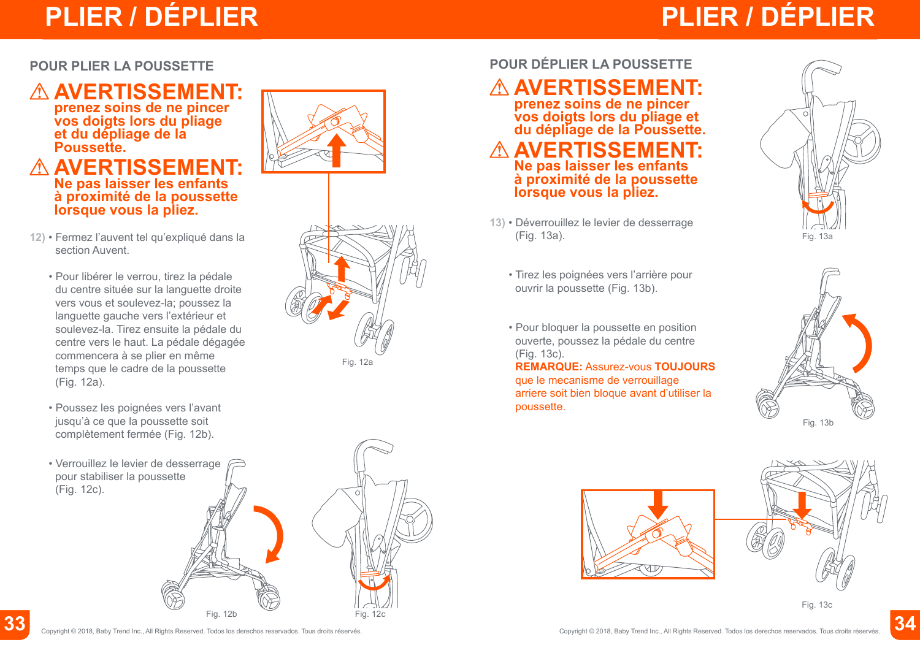# PLIER / DÉPLIER

## POUR PLIER LA POUSSETTE

**⚠ AVERTISSEMENT:**
**prenez soins de ne pincer vos doigts lors du pliage et du dépliage de la Poussette.**

**⚠ AVERTISSEMENT:**
**Ne pas laisser les enfants à proximité de la poussette lorsque vous la pliez.**

12) • Fermez l'auvent tel qu'expliqué dans la section Auvent.

• Pour libérer le verrou, tirez la pédale du centre située sur la languette droite vers vous et soulevez-la; poussez la languette gauche vers l'extérieur et soulevez-la. Tirez ensuite la pédale du centre vers le haut. La pédale dégagée commencera à se plier en même temps que le cadre de la poussette (Fig. 12a).

• Poussez les poignées vers l'avant jusqu'à ce que la poussette soit complètement fermée (Fig. 12b).

• Verrouillez le levier de desserrage pour stabiliser la poussette (Fig. 12c).

Fig. 12a

Fig. 12b

Fig. 12c

## POUR DÉPLIER LA POUSSETTE

**⚠ AVERTISSEMENT:**
**prenez soins de ne pincer vos doigts lors du pliage et du dépliage de la Poussette.**

**⚠ AVERTISSEMENT:**
**Ne pas laisser les enfants à proximité de la poussette lorsque vous la pliez.**

13) • Déverrouillez le levier de desserrage (Fig. 13a).

• Tirez les poignées vers l'arrière pour ouvrir la poussette (Fig. 13b).

• Pour bloquer la poussette en position ouverte, poussez la pédale du centre (Fig. 13c).
**REMARQUE:** Assurez-vous **TOUJOURS** que le mecanisme de verrouillage arriere soit bien bloque avant d'utiliser la poussette.

Fig. 13a

Fig. 13b

Fig. 13c

Copyright © 2018, Baby Trend Inc., All Rights Reserved. Todos los derechos reservados. Tous droits réservés.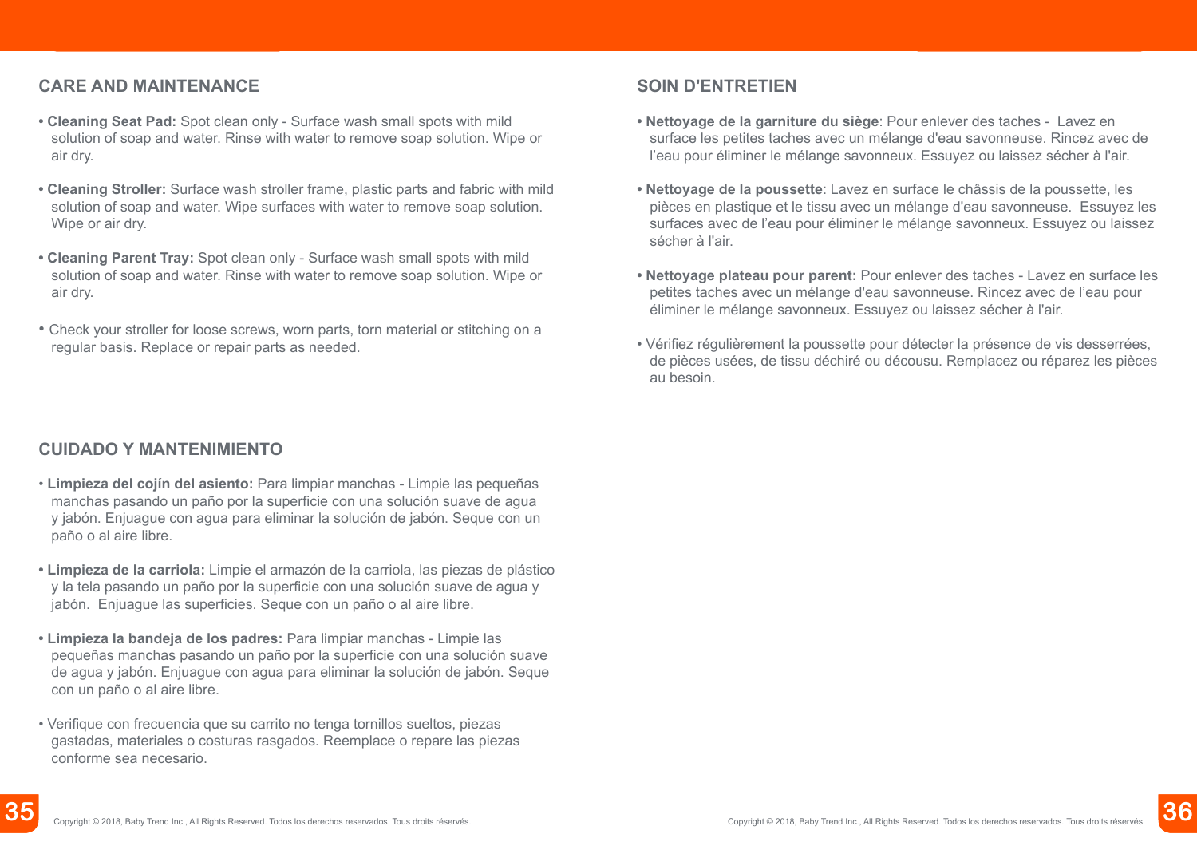## CARE AND MAINTENANCE

- **Cleaning Seat Pad:** Spot clean only - Surface wash small spots with mild solution of soap and water. Rinse with water to remove soap solution. Wipe or air dry.
- **Cleaning Stroller:** Surface wash stroller frame, plastic parts and fabric with mild solution of soap and water. Wipe surfaces with water to remove soap solution. Wipe or air dry.
- **Cleaning Parent Tray:** Spot clean only - Surface wash small spots with mild solution of soap and water. Rinse with water to remove soap solution. Wipe or air dry.
- Check your stroller for loose screws, worn parts, torn material or stitching on a regular basis. Replace or repair parts as needed.

## CUIDADO Y MANTENIMIENTO

- **Limpieza del cojín del asiento:** Para limpiar manchas - Limpie las pequeñas manchas pasando un paño por la superficie con una solución suave de agua y jabón. Enjuague con agua para eliminar la solución de jabón. Seque con un paño o al aire libre.
- **Limpieza de la carriola:** Limpie el armazón de la carriola, las piezas de plástico y la tela pasando un paño por la superficie con una solución suave de agua y jabón. Enjuague las superficies. Seque con un paño o al aire libre.
- **Limpieza la bandeja de los padres:** Para limpiar manchas - Limpie las pequeñas manchas pasando un paño por la superficie con una solución suave de agua y jabón. Enjuague con agua para eliminar la solución de jabón. Seque con un paño o al aire libre.
- Verifique con frecuencia que su carrito no tenga tornillos sueltos, piezas gastadas, materiales o costuras rasgados. Reemplace o repare las piezas conforme sea necesario.

## SOIN D'ENTRETIEN

- **Nettoyage de la garniture du siège**: Pour enlever des taches - Lavez en surface les petites taches avec un mélange d'eau savonneuse. Rincez avec de l'eau pour éliminer le mélange savonneux. Essuyez ou laissez sécher à l'air.
- **Nettoyage de la poussette**: Lavez en surface le châssis de la poussette, les pièces en plastique et le tissu avec un mélange d'eau savonneuse. Essuyez les surfaces avec de l'eau pour éliminer le mélange savonneux. Essuyez ou laissez sécher à l'air.
- **Nettoyage plateau pour parent:** Pour enlever des taches - Lavez en surface les petites taches avec un mélange d'eau savonneuse. Rincez avec de l'eau pour éliminer le mélange savonneux. Essuyez ou laissez sécher à l'air.
- Vérifiez régulièrement la poussette pour détecter la présence de vis desserrées, de pièces usées, de tissu déchiré ou décousu. Remplacez ou réparez les pièces au besoin.

Copyright © 2018, Baby Trend Inc., All Rights Reserved. Todos los derechos reservados. Tous droits réservés.